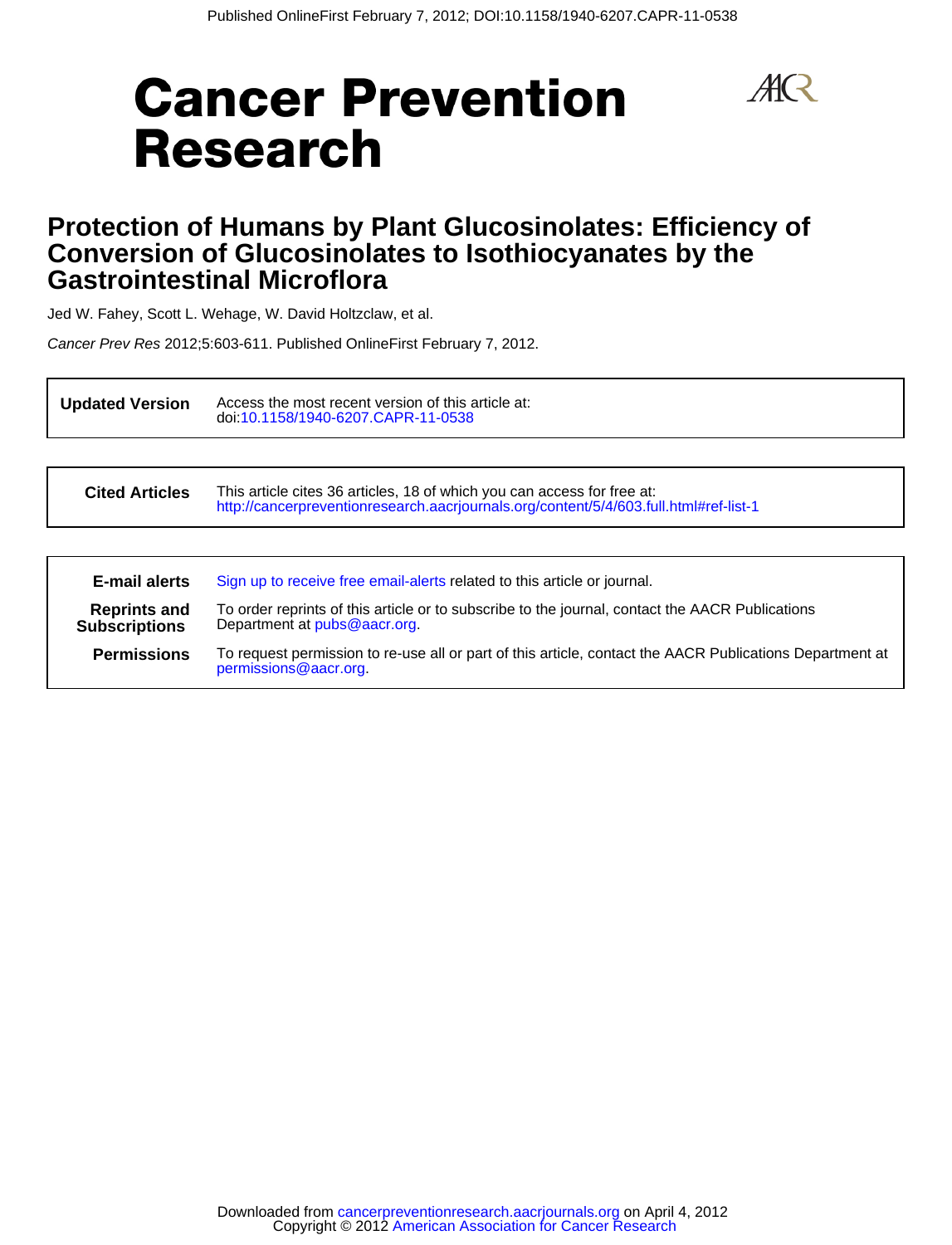Published OnlineFirst February 7, 2012; DOI:10.1158/1940-6207.CAPR-11-0538

# Cancer Prevention Research

## Protection of Humans by Plant Glucosinolates: Efficiency of Conversion of Glucosinolates to Isothiocyanates by the Gastrointestinal Microflora

Jed W. Fahey, Scott L. Wehage, W. David Holtzclaw, et al.

*Cancer Prev Res* 2012;5:603-611. Published OnlineFirst February 7, 2012.

| | |
|---|---|
| **Updated Version** | Access the most recent version of this article at: doi:10.1158/1940-6207.CAPR-11-0538 |

| | |
|---|---|
| **Cited Articles** | This article cites 36 articles, 18 of which you can access for free at: http://cancerpreventionresearch.aacrjournals.org/content/5/4/603.full.html#ref-list-1 |

| | |
|---|---|
| **E-mail alerts** | Sign up to receive free email-alerts related to this article or journal. |
| **Reprints and Subscriptions** | To order reprints of this article or to subscribe to the journal, contact the AACR Publications Department at pubs@aacr.org. |
| **Permissions** | To request permission to re-use all or part of this article, contact the AACR Publications Department at permissions@aacr.org. |

Downloaded from cancerpreventionresearch.aacrjournals.org on April 4, 2012
Copyright © 2012 American Association for Cancer Research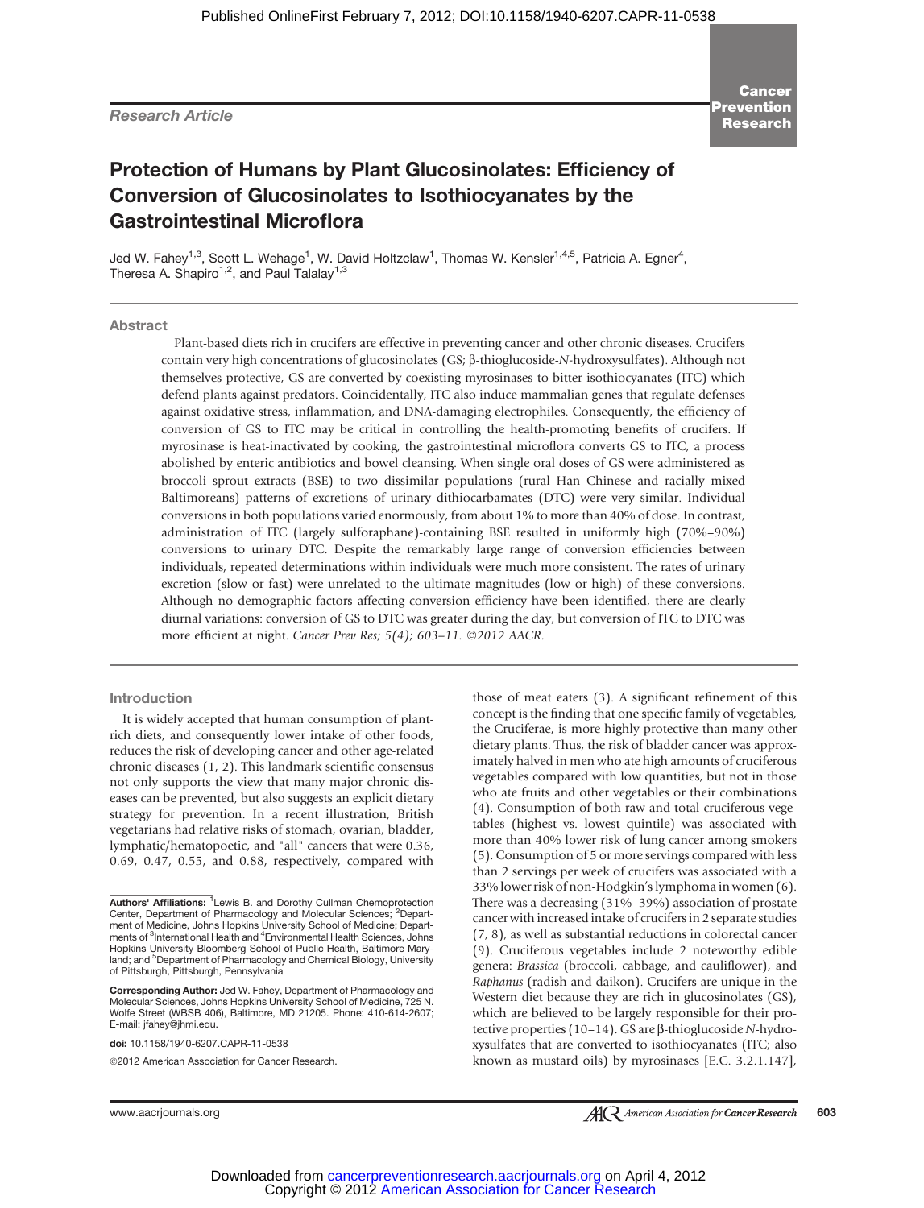Published OnlineFirst February 7, 2012; DOI:10.1158/1940-6207.CAPR-11-0538

*Research Article*

# Protection of Humans by Plant Glucosinolates: Efficiency of Conversion of Glucosinolates to Isothiocyanates by the Gastrointestinal Microflora

Jed W. Fahey[1,3], Scott L. Wehage[1], W. David Holtzclaw[1], Thomas W. Kensler[1,4,5], Patricia A. Egner[4], Theresa A. Shapiro[1,2], and Paul Talalay[1,3]

## Abstract

Plant-based diets rich in crucifers are effective in preventing cancer and other chronic diseases. Crucifers contain very high concentrations of glucosinolates (GS; β-thioglucoside-*N*-hydroxysulfates). Although not themselves protective, GS are converted by coexisting myrosinases to bitter isothiocyanates (ITC) which defend plants against predators. Coincidentally, ITC also induce mammalian genes that regulate defenses against oxidative stress, inflammation, and DNA-damaging electrophiles. Consequently, the efficiency of conversion of GS to ITC may be critical in controlling the health-promoting benefits of crucifers. If myrosinase is heat-inactivated by cooking, the gastrointestinal microflora converts GS to ITC, a process abolished by enteric antibiotics and bowel cleansing. When single oral doses of GS were administered as broccoli sprout extracts (BSE) to two dissimilar populations (rural Han Chinese and racially mixed Baltimoreans) patterns of excretions of urinary dithiocarbamates (DTC) were very similar. Individual conversions in both populations varied enormously, from about 1% to more than 40% of dose. In contrast, administration of ITC (largely sulforaphane)-containing BSE resulted in uniformly high (70%–90%) conversions to urinary DTC. Despite the remarkably large range of conversion efficiencies between individuals, repeated determinations within individuals were much more consistent. The rates of urinary excretion (slow or fast) were unrelated to the ultimate magnitudes (low or high) of these conversions. Although no demographic factors affecting conversion efficiency have been identified, there are clearly diurnal variations: conversion of GS to DTC was greater during the day, but conversion of ITC to DTC was more efficient at night. *Cancer Prev Res; 5(4); 603–11. ©2012 AACR.*

## Introduction

It is widely accepted that human consumption of plant-rich diets, and consequently lower intake of other foods, reduces the risk of developing cancer and other age-related chronic diseases (1, 2). This landmark scientific consensus not only supports the view that many major chronic diseases can be prevented, but also suggests an explicit dietary strategy for prevention. In a recent illustration, British vegetarians had relative risks of stomach, ovarian, bladder, lymphatic/hematopoetic, and "all" cancers that were 0.36, 0.69, 0.47, 0.55, and 0.88, respectively, compared with those of meat eaters (3). A significant refinement of this concept is the finding that one specific family of vegetables, the Cruciferae, is more highly protective than many other dietary plants. Thus, the risk of bladder cancer was approximately halved in men who ate high amounts of cruciferous vegetables compared with low quantities, but not in those who ate fruits and other vegetables or their combinations (4). Consumption of both raw and total cruciferous vegetables (highest vs. lowest quintile) was associated with more than 40% lower risk of lung cancer among smokers (5). Consumption of 5 or more servings compared with less than 2 servings per week of crucifers was associated with a 33% lower risk of non-Hodgkin's lymphoma in women (6). There was a decreasing (31%–39%) association of prostate cancer with increased intake of crucifers in 2 separate studies (7, 8), as well as substantial reductions in colorectal cancer (9). Cruciferous vegetables include 2 noteworthy edible genera: *Brassica* (broccoli, cabbage, and cauliflower), and *Raphanus* (radish and daikon). Crucifers are unique in the Western diet because they are rich in glucosinolates (GS), which are believed to be largely responsible for their protective properties (10–14). GS are β-thioglucoside *N*-hydroxysulfates that are converted to isothiocyanates (ITC; also known as mustard oils) by myrosinases [E.C. 3.2.1.147],

---

**Authors' Affiliations:** [1]Lewis B. and Dorothy Cullman Chemoprotection Center, Department of Pharmacology and Molecular Sciences; [2]Department of Medicine, Johns Hopkins University School of Medicine; Departments of [3]International Health and [4]Environmental Health Sciences, Johns Hopkins University Bloomberg School of Public Health, Baltimore Maryland; and [5]Department of Pharmacology and Chemical Biology, University of Pittsburgh, Pittsburgh, Pennsylvania

**Corresponding Author:** Jed W. Fahey, Department of Pharmacology and Molecular Sciences, Johns Hopkins University School of Medicine, 725 N. Wolfe Street (WBSB 406), Baltimore, MD 21205. Phone: 410-614-2607; E-mail: jfahey@jhmi.edu.

**doi:** 10.1158/1940-6207.CAPR-11-0538

©2012 American Association for Cancer Research.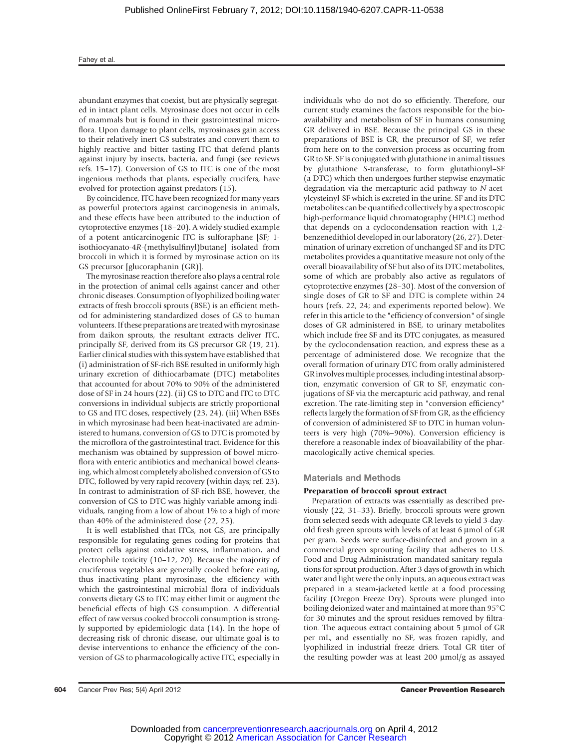abundant enzymes that coexist, but are physically segregated in intact plant cells. Myrosinase does not occur in cells of mammals but is found in their gastrointestinal microflora. Upon damage to plant cells, myrosinases gain access to their relatively inert GS substrates and convert them to highly reactive and bitter tasting ITC that defend plants against injury by insects, bacteria, and fungi (see reviews refs. 15–17). Conversion of GS to ITC is one of the most ingenious methods that plants, especially crucifers, have evolved for protection against predators (15).

By coincidence, ITC have been recognized for many years as powerful protectors against carcinogenesis in animals, and these effects have been attributed to the induction of cytoprotective enzymes (18–20). A widely studied example of a potent anticarcinogenic ITC is sulforaphane [SF; 1-isothiocyanato-4*R*-(methylsulfinyl)butane] isolated from broccoli in which it is formed by myrosinase action on its GS precursor [glucoraphanin (GR)].

The myrosinase reaction therefore also plays a central role in the protection of animal cells against cancer and other chronic diseases. Consumption of lyophilized boiling water extracts of fresh broccoli sprouts (BSE) is an efficient method for administering standardized doses of GS to human volunteers. If these preparations are treated with myrosinase from daikon sprouts, the resultant extracts deliver ITC, principally SF, derived from its GS precursor GR (19, 21). Earlier clinical studies with this system have established that (i) administration of SF-rich BSE resulted in uniformly high urinary excretion of dithiocarbamate (DTC) metabolites that accounted for about 70% to 90% of the administered dose of SF in 24 hours (22). (ii) GS to DTC and ITC to DTC conversions in individual subjects are strictly proportional to GS and ITC doses, respectively (23, 24). (iii) When BSEs in which myrosinase had been heat-inactivated are administered to humans, conversion of GS to DTC is promoted by the microflora of the gastrointestinal tract. Evidence for this mechanism was obtained by suppression of bowel microflora with enteric antibiotics and mechanical bowel cleansing, which almost completely abolished conversion of GS to DTC, followed by very rapid recovery (within days; ref. 23). In contrast to administration of SF-rich BSE, however, the conversion of GS to DTC was highly variable among individuals, ranging from a low of about 1% to a high of more than 40% of the administered dose (22, 25).

It is well established that ITCs, not GS, are principally responsible for regulating genes coding for proteins that protect cells against oxidative stress, inflammation, and electrophile toxicity (10–12, 20). Because the majority of cruciferous vegetables are generally cooked before eating, thus inactivating plant myrosinase, the efficiency with which the gastrointestinal microbial flora of individuals converts dietary GS to ITC may either limit or augment the beneficial effects of high GS consumption. A differential effect of raw versus cooked broccoli consumption is strongly supported by epidemiologic data (14). In the hope of decreasing risk of chronic disease, our ultimate goal is to devise interventions to enhance the efficiency of the conversion of GS to pharmacologically active ITC, especially in individuals who do not do so efficiently. Therefore, our current study examines the factors responsible for the bioavailability and metabolism of SF in humans consuming GR delivered in BSE. Because the principal GS in these preparations of BSE is GR, the precursor of SF, we refer from here on to the conversion process as occurring from GR to SF. SF is conjugated with glutathione in animal tissues by glutathione *S*-transferase, to form glutathionyl–SF (a DTC) which then undergoes further stepwise enzymatic degradation via the mercapturic acid pathway to *N*-acetylcysteinyl-SF which is excreted in the urine. SF and its DTC metabolites can be quantified collectively by a spectroscopic high-performance liquid chromatography (HPLC) method that depends on a cyclocondensation reaction with 1,2-benzenedithiol developed in our laboratory (26, 27). Determination of urinary excretion of unchanged SF and its DTC metabolites provides a quantitative measure not only of the overall bioavailability of SF but also of its DTC metabolites, some of which are probably also active as regulators of cytoprotective enzymes (28–30). Most of the conversion of single doses of GR to SF and DTC is complete within 24 hours (refs. 22, 24; and experiments reported below). We refer in this article to the "efficiency of conversion" of single doses of GR administered in BSE, to urinary metabolites which include free SF and its DTC conjugates, as measured by the cyclocondensation reaction, and express these as a percentage of administered dose. We recognize that the overall formation of urinary DTC from orally administered GR involves multiple processes, including intestinal absorption, enzymatic conversion of GR to SF, enzymatic conjugations of SF via the mercapturic acid pathway, and renal excretion. The rate-limiting step in "conversion efficiency" reflects largely the formation of SF from GR, as the efficiency of conversion of administered SF to DTC in human volunteers is very high (70%–90%). Conversion efficiency is therefore a reasonable index of bioavailability of the pharmacologically active chemical species.

## Materials and Methods

### Preparation of broccoli sprout extract

Preparation of extracts was essentially as described previously (22, 31–33). Briefly, broccoli sprouts were grown from selected seeds with adequate GR levels to yield 3-day-old fresh green sprouts with levels of at least 6 μmol of GR per gram. Seeds were surface-disinfected and grown in a commercial green sprouting facility that adheres to U.S. Food and Drug Administration mandated sanitary regulations for sprout production. After 3 days of growth in which water and light were the only inputs, an aqueous extract was prepared in a steam-jacketed kettle at a food processing facility (Oregon Freeze Dry). Sprouts were plunged into boiling deionized water and maintained at more than 95°C for 30 minutes and the sprout residues removed by filtration. The aqueous extract containing about 5 μmol of GR per mL, and essentially no SF, was frozen rapidly, and lyophilized in industrial freeze driers. Total GR titer of the resulting powder was at least 200 μmol/g as assayed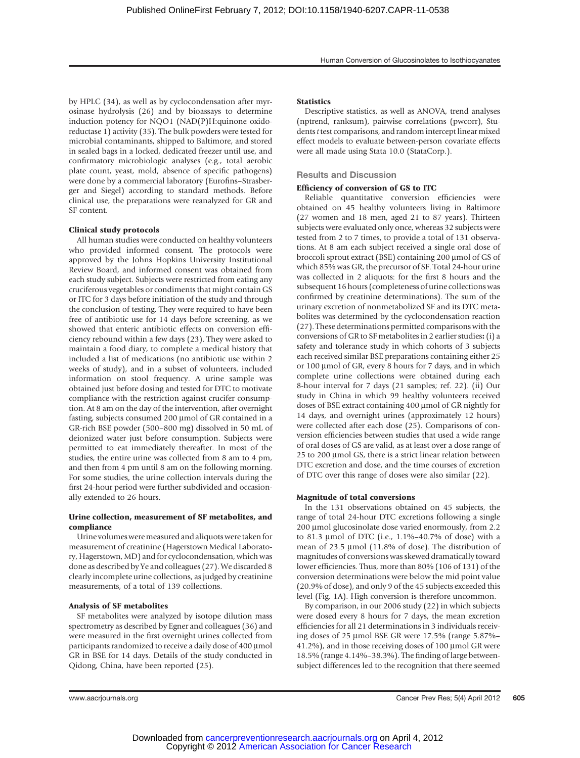by HPLC (34), as well as by cyclocondensation after myrosinase hydrolysis (26) and by bioassays to determine induction potency for NQO1 (NAD(P)H:quinone oxidoreductase 1) activity (35). The bulk powders were tested for microbial contaminants, shipped to Baltimore, and stored in sealed bags in a locked, dedicated freezer until use, and confirmatory microbiologic analyses (e.g., total aerobic plate count, yeast, mold, absence of specific pathogens) were done by a commercial laboratory (Eurofins–Strasberger and Siegel) according to standard methods. Before clinical use, the preparations were reanalyzed for GR and SF content.

### Clinical study protocols

All human studies were conducted on healthy volunteers who provided informed consent. The protocols were approved by the Johns Hopkins University Institutional Review Board, and informed consent was obtained from each study subject. Subjects were restricted from eating any cruciferous vegetables or condiments that might contain GS or ITC for 3 days before initiation of the study and through the conclusion of testing. They were required to have been free of antibiotic use for 14 days before screening, as we showed that enteric antibiotic effects on conversion efficiency rebound within a few days (23). They were asked to maintain a food diary, to complete a medical history that included a list of medications (no antibiotic use within 2 weeks of study), and in a subset of volunteers, included information on stool frequency. A urine sample was obtained just before dosing and tested for DTC to motivate compliance with the restriction against crucifer consumption. At 8 am on the day of the intervention, after overnight fasting, subjects consumed 200 μmol of GR contained in a GR-rich BSE powder (500–800 mg) dissolved in 50 mL of deionized water just before consumption. Subjects were permitted to eat immediately thereafter. In most of the studies, the entire urine was collected from 8 am to 4 pm, and then from 4 pm until 8 am on the following morning. For some studies, the urine collection intervals during the first 24-hour period were further subdivided and occasionally extended to 26 hours.

### Urine collection, measurement of SF metabolites, and compliance

Urine volumes were measured and aliquots were taken for measurement of creatinine (Hagerstown Medical Laboratory, Hagerstown, MD) and for cyclocondensation, which was done as described by Ye and colleagues (27). We discarded 8 clearly incomplete urine collections, as judged by creatinine measurements, of a total of 139 collections.

### Analysis of SF metabolites

SF metabolites were analyzed by isotope dilution mass spectrometry as described by Egner and colleagues (36) and were measured in the first overnight urines collected from participants randomized to receive a daily dose of 400 μmol GR in BSE for 14 days. Details of the study conducted in Qidong, China, have been reported (25).

### Statistics

Descriptive statistics, as well as ANOVA, trend analyses (nptrend, ranksum), pairwise correlations (pwcorr), Students *t* test comparisons, and random intercept linear mixed effect models to evaluate between-person covariate effects were all made using Stata 10.0 (StataCorp.).

## Results and Discussion

### Efficiency of conversion of GS to ITC

Reliable quantitative conversion efficiencies were obtained on 45 healthy volunteers living in Baltimore (27 women and 18 men, aged 21 to 87 years). Thirteen subjects were evaluated only once, whereas 32 subjects were tested from 2 to 7 times, to provide a total of 131 observations. At 8 am each subject received a single oral dose of broccoli sprout extract (BSE) containing 200 μmol of GS of which 85% was GR, the precursor of SF. Total 24-hour urine was collected in 2 aliquots: for the first 8 hours and the subsequent 16 hours (completeness of urine collections was confirmed by creatinine determinations). The sum of the urinary excretion of nonmetabolized SF and its DTC metabolites was determined by the cyclocondensation reaction (27). These determinations permitted comparisons with the conversions of GR to SF metabolites in 2 earlier studies: (i) a safety and tolerance study in which cohorts of 3 subjects each received similar BSE preparations containing either 25 or 100 μmol of GR, every 8 hours for 7 days, and in which complete urine collections were obtained during each 8-hour interval for 7 days (21 samples; ref. 22). (ii) Our study in China in which 99 healthy volunteers received doses of BSE extract containing 400 μmol of GR nightly for 14 days, and overnight urines (approximately 12 hours) were collected after each dose (25). Comparisons of conversion efficiencies between studies that used a wide range of oral doses of GS are valid, as at least over a dose range of 25 to 200 μmol GS, there is a strict linear relation between DTC excretion and dose, and the time courses of excretion of DTC over this range of doses were also similar (22).

### Magnitude of total conversions

In the 131 observations obtained on 45 subjects, the range of total 24-hour DTC excretions following a single 200 μmol glucosinolate dose varied enormously, from 2.2 to 81.3 μmol of DTC (i.e., 1.1%–40.7% of dose) with a mean of 23.5 μmol (11.8% of dose). The distribution of magnitudes of conversions was skewed dramatically toward lower efficiencies. Thus, more than 80% (106 of 131) of the conversion determinations were below the mid point value (20.9% of dose), and only 9 of the 45 subjects exceeded this level (Fig. 1A). High conversion is therefore uncommon.

By comparison, in our 2006 study (22) in which subjects were dosed every 8 hours for 7 days, the mean excretion efficiencies for all 21 determinations in 3 individuals receiving doses of 25 μmol BSE GR were 17.5% (range 5.87%–41.2%), and in those receiving doses of 100 μmol GR were 18.5% (range 4.14%–38.3%). The finding of large between-subject differences led to the recognition that there seemed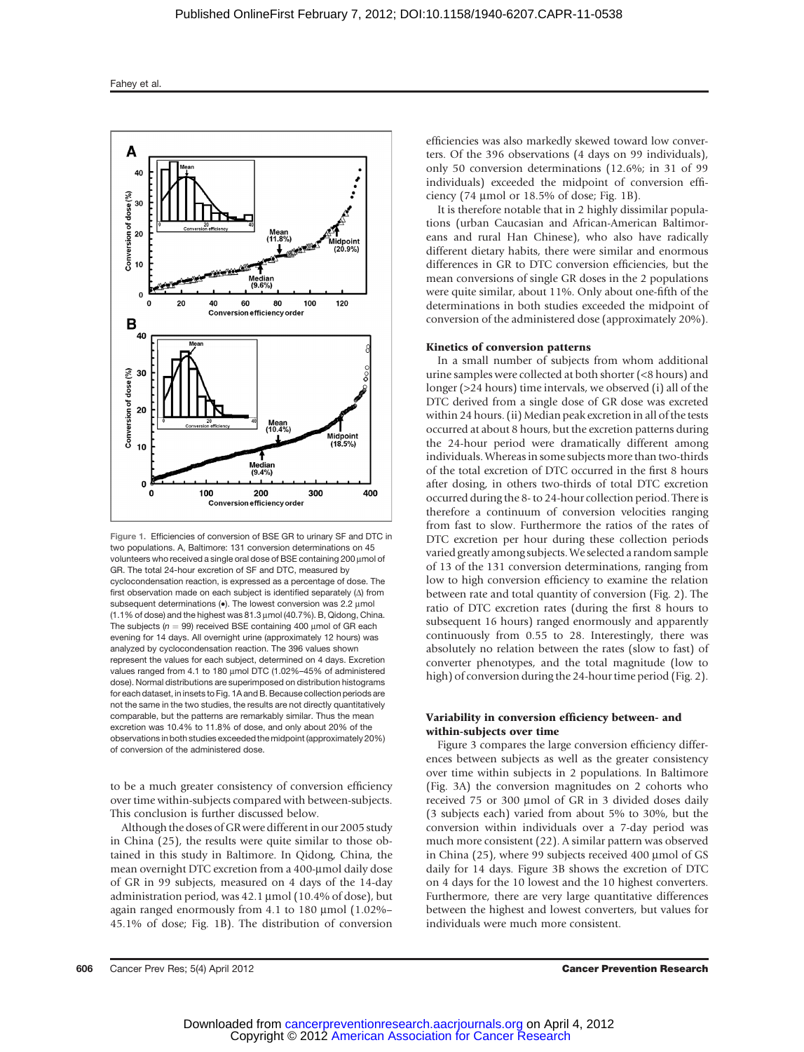Figure 1. Efficiencies of conversion of BSE GR to urinary SF and DTC in two populations. A, Baltimore: 131 conversion determinations on 45 volunteers who received a single oral dose of BSE containing 200 μmol of GR. The total 24-hour excretion of SF and DTC, measured by cyclocondensation reaction, is expressed as a percentage of dose. The first observation made on each subject is identified separately (Δ) from subsequent determinations (•). The lowest conversion was 2.2 μmol (1.1% of dose) and the highest was 81.3 μmol (40.7%). B, Qidong, China. The subjects ($n = 99$) received BSE containing 400 μmol of GR each evening for 14 days. All overnight urine (approximately 12 hours) was analyzed by cyclocondensation reaction. The 396 values shown represent the values for each subject, determined on 4 days. Excretion values ranged from 4.1 to 180 μmol DTC (1.02%–45% of administered dose). Normal distributions are superimposed on distribution histograms for each dataset, in insets to Fig. 1A and B. Because collection periods are not the same in the two studies, the results are not directly quantitatively comparable, but the patterns are remarkably similar. Thus the mean excretion was 10.4% to 11.8% of dose, and only about 20% of the observations in both studies exceeded the midpoint (approximately 20%) of conversion of the administered dose.

to be a much greater consistency of conversion efficiency over time within-subjects compared with between-subjects. This conclusion is further discussed below.

Although the doses of GR were different in our 2005 study in China (25), the results were quite similar to those obtained in this study in Baltimore. In Qidong, China, the mean overnight DTC excretion from a 400-μmol daily dose of GR in 99 subjects, measured on 4 days of the 14-day administration period, was 42.1 μmol (10.4% of dose), but again ranged enormously from 4.1 to 180 μmol (1.02%–45.1% of dose; Fig. 1B). The distribution of conversion efficiencies was also markedly skewed toward low converters. Of the 396 observations (4 days on 99 individuals), only 50 conversion determinations (12.6%; in 31 of 99 individuals) exceeded the midpoint of conversion efficiency (74 μmol or 18.5% of dose; Fig. 1B).

It is therefore notable that in 2 highly dissimilar populations (urban Caucasian and African-American Baltimoreans and rural Han Chinese), who also have radically different dietary habits, there were similar and enormous differences in GR to DTC conversion efficiencies, but the mean conversions of single GR doses in the 2 populations were quite similar, about 11%. Only about one-fifth of the determinations in both studies exceeded the midpoint of conversion of the administered dose (approximately 20%).

#### Kinetics of conversion patterns

In a small number of subjects from whom additional urine samples were collected at both shorter (<8 hours) and longer (>24 hours) time intervals, we observed (i) all of the DTC derived from a single dose of GR dose was excreted within 24 hours. (ii) Median peak excretion in all of the tests occurred at about 8 hours, but the excretion patterns during the 24-hour period were dramatically different among individuals. Whereas in some subjects more than two-thirds of the total excretion of DTC occurred in the first 8 hours after dosing, in others two-thirds of total DTC excretion occurred during the 8- to 24-hour collection period. There is therefore a continuum of conversion velocities ranging from fast to slow. Furthermore the ratios of the rates of DTC excretion per hour during these collection periods varied greatly among subjects. We selected a random sample of 13 of the 131 conversion determinations, ranging from low to high conversion efficiency to examine the relation between rate and total quantity of conversion (Fig. 2). The ratio of DTC excretion rates (during the first 8 hours to subsequent 16 hours) ranged enormously and apparently continuously from 0.55 to 28. Interestingly, there was absolutely no relation between the rates (slow to fast) of converter phenotypes, and the total magnitude (low to high) of conversion during the 24-hour time period (Fig. 2).

#### Variability in conversion efficiency between- and within-subjects over time

Figure 3 compares the large conversion efficiency differences between subjects as well as the greater consistency over time within subjects in 2 populations. In Baltimore (Fig. 3A) the conversion magnitudes on 2 cohorts who received 75 or 300 μmol of GR in 3 divided doses daily (3 subjects each) varied from about 5% to 30%, but the conversion within individuals over a 7-day period was much more consistent (22). A similar pattern was observed in China (25), where 99 subjects received 400 μmol of GS daily for 14 days. Figure 3B shows the excretion of DTC on 4 days for the 10 lowest and the 10 highest converters. Furthermore, there are very large quantitative differences between the highest and lowest converters, but values for individuals were much more consistent.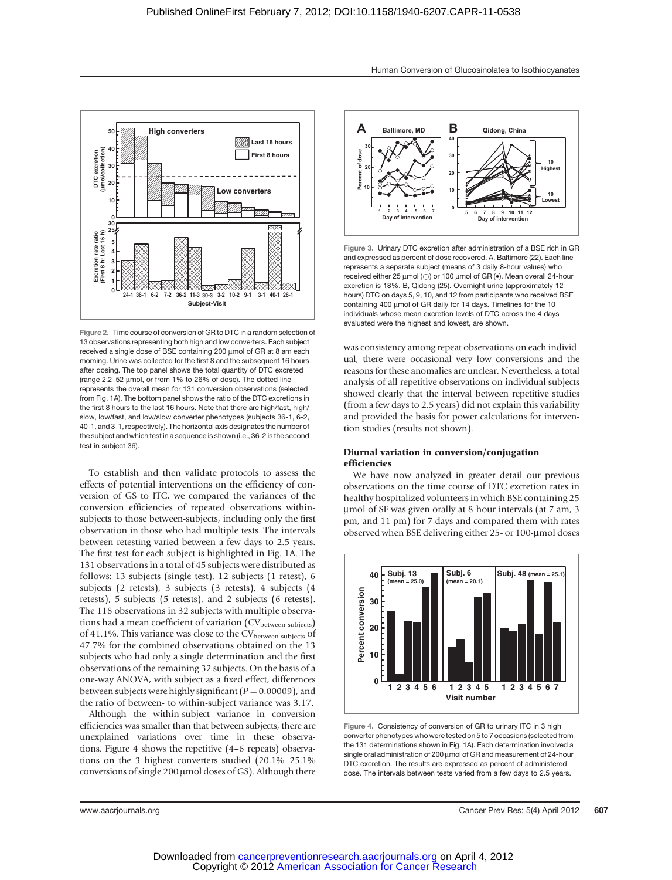Figure 2. Time course of conversion of GR to DTC in a random selection of 13 observations representing both high and low converters. Each subject received a single dose of BSE containing 200 μmol of GR at 8 am each morning. Urine was collected for the first 8 and the subsequent 16 hours after dosing. The top panel shows the total quantity of DTC excreted (range 2.2–52 μmol, or from 1% to 26% of dose). The dotted line represents the overall mean for 131 conversion observations (selected from Fig. 1A). The bottom panel shows the ratio of the DTC excretions in the first 8 hours to the last 16 hours. Note that there are high/fast, high/slow, low/fast, and low/slow converter phenotypes (subjects 36-1, 6-2, 40-1, and 3-1, respectively). The horizontal axis designates the number of the subject and which test in a sequence is shown (i.e., 36-2 is the second test in subject 36).

To establish and then validate protocols to assess the effects of potential interventions on the efficiency of conversion of GS to ITC, we compared the variances of the conversion efficiencies of repeated observations within-subjects to those between-subjects, including only the first observation in those who had multiple tests. The intervals between retesting varied between a few days to 2.5 years. The first test for each subject is highlighted in Fig. 1A. The 131 observations in a total of 45 subjects were distributed as follows: 13 subjects (single test), 12 subjects (1 retest), 6 subjects (2 retests), 3 subjects (3 retests), 4 subjects (4 retests), 5 subjects (5 retests), and 2 subjects (6 retests). The 118 observations in 32 subjects with multiple observations had a mean coefficient of variation ($CV_{between\text{-}subjects}$) of 41.1%. This variance was close to the $CV_{between\text{-}subjects}$ of 47.7% for the combined observations obtained on the 13 subjects who had only a single determination and the first observations of the remaining 32 subjects. On the basis of a one-way ANOVA, with subject as a fixed effect, differences between subjects were highly significant ($P = 0.00009$), and the ratio of between- to within-subject variance was 3.17.

Although the within-subject variance in conversion efficiencies was smaller than that between subjects, there are unexplained variations over time in these observations. Figure 4 shows the repetitive (4–6 repeats) observations on the 3 highest converters studied (20.1%–25.1% conversions of single 200 μmol doses of GS). Although there was consistency among repeat observations on each individual, there were occasional very low conversions and the reasons for these anomalies are unclear. Nevertheless, a total analysis of all repetitive observations on individual subjects showed clearly that the interval between repetitive studies (from a few days to 2.5 years) did not explain this variability and provided the basis for power calculations for intervention studies (results not shown).

Figure 3. Urinary DTC excretion after administration of a BSE rich in GR and expressed as percent of dose recovered. A, Baltimore (22). Each line represents a separate subject (means of 3 daily 8-hour values) who received either 25 μmol (○) or 100 μmol of GR (●). Mean overall 24-hour excretion is 18%. B, Qidong (25). Overnight urine (approximately 12 hours) DTC on days 5, 9, 10, and 12 from participants who received BSE containing 400 μmol of GR daily for 14 days. Timelines for the 10 individuals whose mean excretion levels of DTC across the 4 days evaluated were the highest and lowest, are shown.

### Diurnal variation in conversion/conjugation efficiencies

We have now analyzed in greater detail our previous observations on the time course of DTC excretion rates in healthy hospitalized volunteers in which BSE containing 25 μmol of SF was given orally at 8-hour intervals (at 7 am, 3 pm, and 11 pm) for 7 days and compared them with rates observed when BSE delivering either 25- or 100-μmol doses

Figure 4. Consistency of conversion of GR to urinary ITC in 3 high converter phenotypes who were tested on 5 to 7 occasions (selected from the 131 determinations shown in Fig. 1A). Each determination involved a single oral administration of 200 μmol of GR and measurement of 24-hour DTC excretion. The results are expressed as percent of administered dose. The intervals between tests varied from a few days to 2.5 years.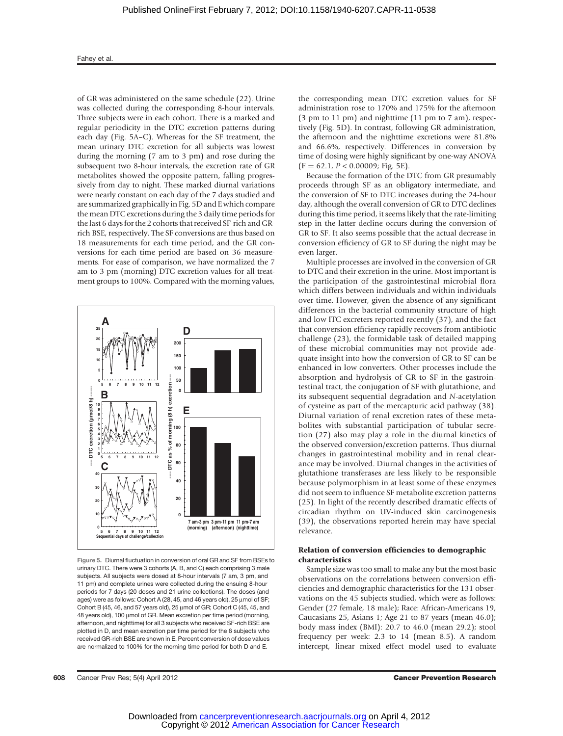of GR was administered on the same schedule (22). Urine was collected during the corresponding 8-hour intervals. Three subjects were in each cohort. There is a marked and regular periodicity in the DTC excretion patterns during each day (Fig. 5A–C). Whereas for the SF treatment, the mean urinary DTC excretion for all subjects was lowest during the morning (7 am to 3 pm) and rose during the subsequent two 8-hour intervals, the excretion rate of GR metabolites showed the opposite pattern, falling progressively from day to night. These marked diurnal variations were nearly constant on each day of the 7 days studied and are summarized graphically in Fig. 5D and E which compare the mean DTC excretions during the 3 daily time periods for the last 6 days for the 2 cohorts that received SF-rich and GR-rich BSE, respectively. The SF conversions are thus based on 18 measurements for each time period, and the GR conversions for each time period are based on 36 measurements. For ease of comparison, we have normalized the 7 am to 3 pm (morning) DTC excretion values for all treatment groups to 100%. Compared with the morning values, the corresponding mean DTC excretion values for SF administration rose to 170% and 175% for the afternoon (3 pm to 11 pm) and nighttime (11 pm to 7 am), respectively (Fig. 5D). In contrast, following GR administration, the afternoon and the nighttime excretions were 81.8% and 66.6%, respectively. Differences in conversion by time of dosing were highly significant by one-way ANOVA ($F = 62.1$, $P < 0.00009$; Fig. 5E).

Figure 5. Diurnal fluctuation in conversion of oral GR and SF from BSEs to urinary DTC. There were 3 cohorts (A, B, and C) each comprising 3 male subjects. All subjects were dosed at 8-hour intervals (7 am, 3 pm, and 11 pm) and complete urines were collected during the ensuing 8-hour periods for 7 days (20 doses and 21 urine collections). The doses (and ages) were as follows: Cohort A (28, 45, and 46 years old), 25 μmol of SF; Cohort B (45, 46, and 57 years old), 25 μmol of GR; Cohort C (45, 45, and 48 years old), 100 μmol of GR. Mean excretion per time period (morning, afternoon, and nighttime) for all 3 subjects who received SF-rich BSE are plotted in D, and mean excretion per time period for the 6 subjects who received GR-rich BSE are shown in E. Percent conversion of dose values are normalized to 100% for the morning time period for both D and E.

Because the formation of the DTC from GR presumably proceeds through SF as an obligatory intermediate, and the conversion of SF to DTC increases during the 24-hour day, although the overall conversion of GR to DTC declines during this time period, it seems likely that the rate-limiting step in the latter decline occurs during the conversion of GR to SF. It also seems possible that the actual decrease in conversion efficiency of GR to SF during the night may be even larger.

Multiple processes are involved in the conversion of GR to DTC and their excretion in the urine. Most important is the participation of the gastrointestinal microbial flora which differs between individuals and within individuals over time. However, given the absence of any significant differences in the bacterial community structure of high and low ITC excreters reported recently (37), and the fact that conversion efficiency rapidly recovers from antibiotic challenge (23), the formidable task of detailed mapping of these microbial communities may not provide adequate insight into how the conversion of GR to SF can be enhanced in low converters. Other processes include the absorption and hydrolysis of GR to SF in the gastrointestinal tract, the conjugation of SF with glutathione, and its subsequent sequential degradation and *N*-acetylation of cysteine as part of the mercapturic acid pathway (38). Diurnal variation of renal excretion rates of these metabolites with substantial participation of tubular secretion (27) also may play a role in the diurnal kinetics of the observed conversion/excretion patterns. Thus diurnal changes in gastrointestinal mobility and in renal clearance may be involved. Diurnal changes in the activities of glutathione transferases are less likely to be responsible because polymorphism in at least some of these enzymes did not seem to influence SF metabolite excretion patterns (25). In light of the recently described dramatic effects of circadian rhythm on UV-induced skin carcinogenesis (39), the observations reported herein may have special relevance.

### Relation of conversion efficiencies to demographic characteristics

Sample size was too small to make any but the most basic observations on the correlations between conversion efficiencies and demographic characteristics for the 131 observations on the 45 subjects studied, which were as follows: Gender (27 female, 18 male); Race: African-Americans 19, Caucasians 25, Asians 1; Age 21 to 87 years (mean 46.0); body mass index (BMI): 20.7 to 46.0 (mean 29.2); stool frequency per week: 2.3 to 14 (mean 8.5). A random intercept, linear mixed effect model used to evaluate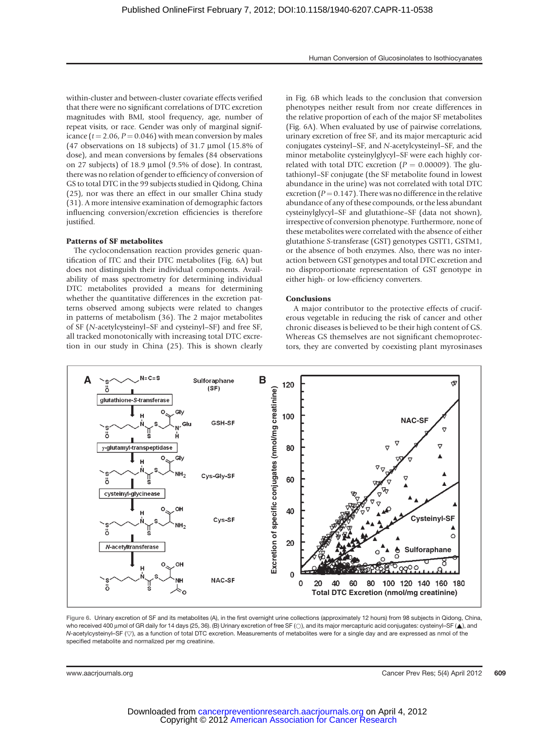within-cluster and between-cluster covariate effects verified that there were no significant correlations of DTC excretion magnitudes with BMI, stool frequency, age, number of repeat visits, or race. Gender was only of marginal significance ($t = 2.06$, $P = 0.046$) with mean conversion by males (47 observations on 18 subjects) of 31.7 μmol (15.8% of dose), and mean conversions by females (84 observations on 27 subjects) of 18.9 μmol (9.5% of dose). In contrast, there was no relation of gender to efficiency of conversion of GS to total DTC in the 99 subjects studied in Qidong, China (25), nor was there an effect in our smaller China study (31). A more intensive examination of demographic factors influencing conversion/excretion efficiencies is therefore justified.

### Patterns of SF metabolites

The cyclocondensation reaction provides generic quantification of ITC and their DTC metabolites (Fig. 6A) but does not distinguish their individual components. Availability of mass spectrometry for determining individual DTC metabolites provided a means for determining whether the quantitative differences in the excretion patterns observed among subjects were related to changes in patterns of metabolism (36). The 2 major metabolites of SF (*N*-acetylcysteinyl–SF and cysteinyl–SF) and free SF, all tracked monotonically with increasing total DTC excretion in our study in China (25). This is shown clearly in Fig. 6B which leads to the conclusion that conversion phenotypes neither result from nor create differences in the relative proportion of each of the major SF metabolites (Fig. 6A). When evaluated by use of pairwise correlations, urinary excretion of free SF, and its major mercapturic acid conjugates cysteinyl–SF, and *N*-acetylcysteinyl–SF, and the minor metabolite cysteinylglycyl–SF were each highly correlated with total DTC excretion ($P = 0.00009$). The glutathionyl–SF conjugate (the SF metabolite found in lowest abundance in the urine) was not correlated with total DTC excretion ($P = 0.147$). There was no difference in the relative abundance of any of these compounds, or the less abundant cysteinylglycyl–SF and glutathione–SF (data not shown), irrespective of conversion phenotype. Furthermore, none of these metabolites were correlated with the absence of either glutathione *S*-transferase (GST) genotypes GSTT1, GSTM1, or the absence of both enzymes. Also, there was no interaction between GST genotypes and total DTC excretion and no disproportionate representation of GST genotype in either high- or low-efficiency converters.

### Conclusions

A major contributor to the protective effects of cruciferous vegetable in reducing the risk of cancer and other chronic diseases is believed to be their high content of GS. Whereas GS themselves are not significant chemoprotectors, they are converted by coexisting plant myrosinases

Figure 6. Urinary excretion of SF and its metabolites (A), in the first overnight urine collections (approximately 12 hours) from 98 subjects in Qidong, China, who received 400 μmol of GR daily for 14 days (25, 36). (B) Urinary excretion of free SF (○), and its major mercapturic acid conjugates: cysteinyl–SF (▲), and *N*-acetylcysteinyl–SF (▽), as a function of total DTC excretion. Measurements of metabolites were for a single day and are expressed as nmol of the specified metabolite and normalized per mg creatinine.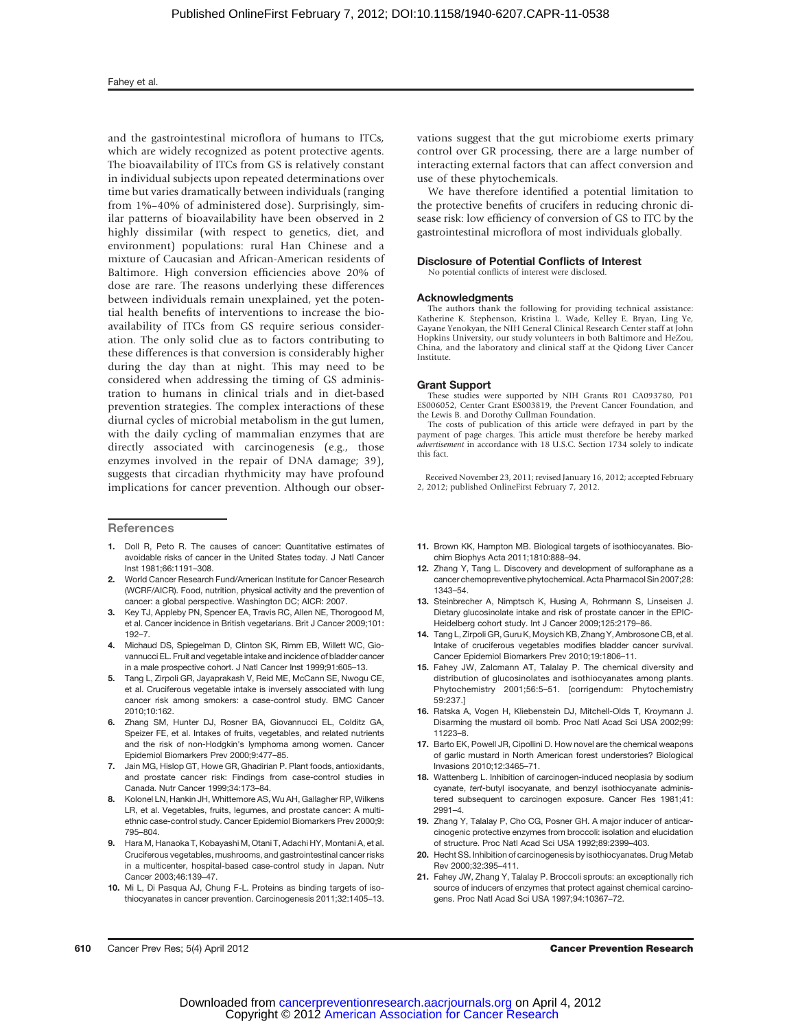and the gastrointestinal microflora of humans to ITCs, which are widely recognized as potent protective agents. The bioavailability of ITCs from GS is relatively constant in individual subjects upon repeated determinations over time but varies dramatically between individuals (ranging from 1%–40% of administered dose). Surprisingly, similar patterns of bioavailability have been observed in 2 highly dissimilar (with respect to genetics, diet, and environment) populations: rural Han Chinese and a mixture of Caucasian and African-American residents of Baltimore. High conversion efficiencies above 20% of dose are rare. The reasons underlying these differences between individuals remain unexplained, yet the potential health benefits of interventions to increase the bioavailability of ITCs from GS require serious consideration. The only solid clue as to factors contributing to these differences is that conversion is considerably higher during the day than at night. This may need to be considered when addressing the timing of GS administration to humans in clinical trials and in diet-based prevention strategies. The complex interactions of these diurnal cycles of microbial metabolism in the gut lumen, with the daily cycling of mammalian enzymes that are directly associated with carcinogenesis (e.g., those enzymes involved in the repair of DNA damage; 39), suggests that circadian rhythmicity may have profound implications for cancer prevention. Although our observations suggest that the gut microbiome exerts primary control over GR processing, there are a large number of interacting external factors that can affect conversion and use of these phytochemicals.

We have therefore identified a potential limitation to the protective benefits of crucifers in reducing chronic disease risk: low efficiency of conversion of GS to ITC by the gastrointestinal microflora of most individuals globally.

## Disclosure of Potential Conflicts of Interest

No potential conflicts of interest were disclosed.

## Acknowledgments

The authors thank the following for providing technical assistance: Katherine K. Stephenson, Kristina L. Wade, Kelley E. Bryan, Ling Ye, Gayane Yenokyan, the NIH General Clinical Research Center staff at John Hopkins University, our study volunteers in both Baltimore and HeZou, China, and the laboratory and clinical staff at the Qidong Liver Cancer Institute.

## Grant Support

These studies were supported by NIH Grants R01 CA093780, P01 ES006052, Center Grant ES003819, the Prevent Cancer Foundation, and the Lewis B. and Dorothy Cullman Foundation.

The costs of publication of this article were defrayed in part by the payment of page charges. This article must therefore be hereby marked *advertisement* in accordance with 18 U.S.C. Section 1734 solely to indicate this fact.

Received November 23, 2011; revised January 16, 2012; accepted February 2, 2012; published OnlineFirst February 7, 2012.

## References

1. Doll R, Peto R. The causes of cancer: Quantitative estimates of avoidable risks of cancer in the United States today. J Natl Cancer Inst 1981;66:1191–308.
2. World Cancer Research Fund/American Institute for Cancer Research (WCRF/AICR). Food, nutrition, physical activity and the prevention of cancer: a global perspective. Washington DC; AICR: 2007.
3. Key TJ, Appleby PN, Spencer EA, Travis RC, Allen NE, Thorogood M, et al. Cancer incidence in British vegetarians. Brit J Cancer 2009;101: 192–7.
4. Michaud DS, Spiegelman D, Clinton SK, Rimm EB, Willett WC, Giovannucci EL. Fruit and vegetable intake and incidence of bladder cancer in a male prospective cohort. J Natl Cancer Inst 1999;91:605–13.
5. Tang L, Zirpoli GR, Jayaprakash V, Reid ME, McCann SE, Nwogu CE, et al. Cruciferous vegetable intake is inversely associated with lung cancer risk among smokers: a case-control study. BMC Cancer 2010;10:162.
6. Zhang SM, Hunter DJ, Rosner BA, Giovannucci EL, Colditz GA, Speizer FE, et al. Intakes of fruits, vegetables, and related nutrients and the risk of non-Hodgkin's lymphoma among women. Cancer Epidemiol Biomarkers Prev 2000;9:477–85.
7. Jain MG, Hislop GT, Howe GR, Ghadirian P. Plant foods, antioxidants, and prostate cancer risk: Findings from case-control studies in Canada. Nutr Cancer 1999;34:173–84.
8. Kolonel LN, Hankin JH, Whittemore AS, Wu AH, Gallagher RP, Wilkens LR, et al. Vegetables, fruits, legumes, and prostate cancer: A multiethnic case-control study. Cancer Epidemiol Biomarkers Prev 2000;9: 795–804.
9. Hara M, Hanaoka T, Kobayashi M, Otani T, Adachi HY, Montani A, et al. Cruciferous vegetables, mushrooms, and gastrointestinal cancer risks in a multicenter, hospital-based case-control study in Japan. Nutr Cancer 2003;46:139–47.
10. Mi L, Di Pasqua AJ, Chung F-L. Proteins as binding targets of isothiocyanates in cancer prevention. Carcinogenesis 2011;32:1405–13.
11. Brown KK, Hampton MB. Biological targets of isothiocyanates. Biochim Biophys Acta 2011;1810:888–94.
12. Zhang Y, Tang L. Discovery and development of sulforaphane as a cancer chemopreventive phytochemical. Acta Pharmacol Sin 2007;28: 1343–54.
13. Steinbrecher A, Nimptsch K, Husing A, Rohrmann S, Linseisen J. Dietary glucosinolate intake and risk of prostate cancer in the EPIC-Heidelberg cohort study. Int J Cancer 2009;125:2179–86.
14. Tang L, Zirpoli GR, Guru K, Moysich KB, Zhang Y, Ambrosone CB, et al. Intake of cruciferous vegetables modifies bladder cancer survival. Cancer Epidemiol Biomarkers Prev 2010;19:1806–11.
15. Fahey JW, Zalcmann AT, Talalay P. The chemical diversity and distribution of glucosinolates and isothiocyanates among plants. Phytochemistry 2001;56:5–51. [corrigendum: Phytochemistry 59:237.]
16. Ratska A, Vogen H, Kliebenstein DJ, Mitchell-Olds T, Kroymann J. Disarming the mustard oil bomb. Proc Natl Acad Sci USA 2002;99: 11223–8.
17. Barto EK, Powell JR, Cipollini D. How novel are the chemical weapons of garlic mustard in North American forest understories? Biological Invasions 2010;12:3465–71.
18. Wattenberg L. Inhibition of carcinogen-induced neoplasia by sodium cyanate, *tert*-butyl isocyanate, and benzyl isothiocyanate administered subsequent to carcinogen exposure. Cancer Res 1981;41: 2991–4.
19. Zhang Y, Talalay P, Cho CG, Posner GH. A major inducer of anticarcinogenic protective enzymes from broccoli: isolation and elucidation of structure. Proc Natl Acad Sci USA 1992;89:2399–403.
20. Hecht SS. Inhibition of carcinogenesis by isothiocyanates. Drug Metab Rev 2000;32:395–411.
21. Fahey JW, Zhang Y, Talalay P. Broccoli sprouts: an exceptionally rich source of inducers of enzymes that protect against chemical carcinogens. Proc Natl Acad Sci USA 1997;94:10367–72.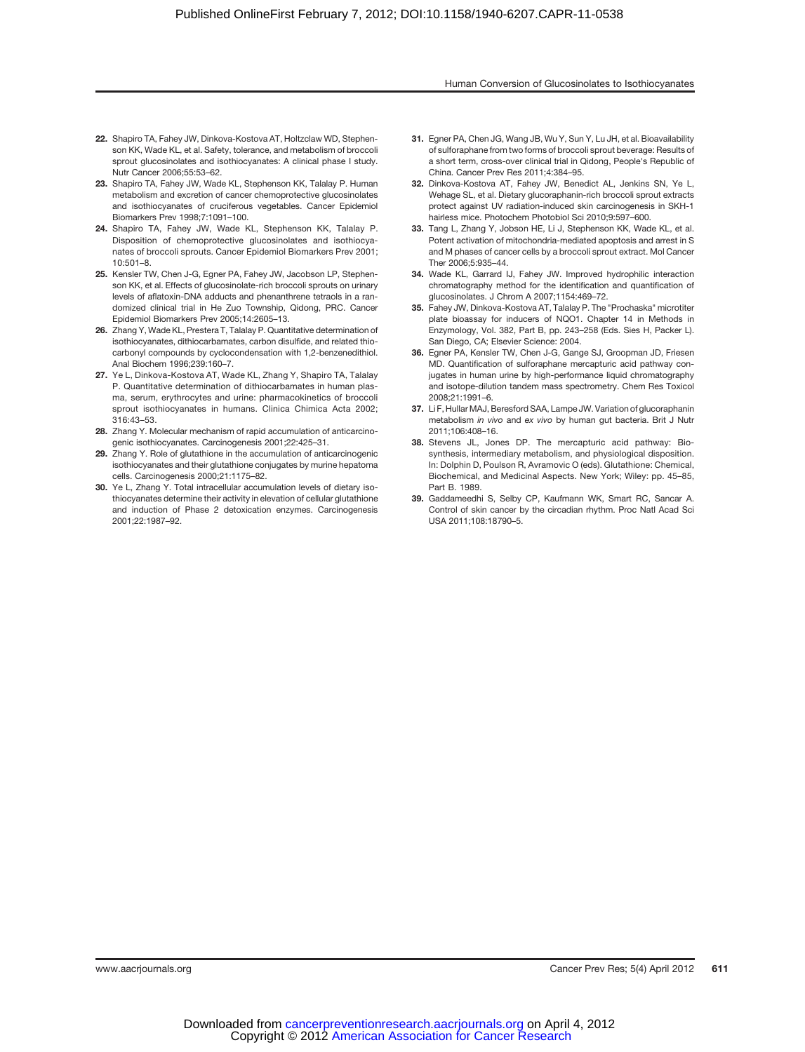22. Shapiro TA, Fahey JW, Dinkova-Kostova AT, Holtzclaw WD, Stephenson KK, Wade KL, et al. Safety, tolerance, and metabolism of broccoli sprout glucosinolates and isothiocyanates: A clinical phase I study. Nutr Cancer 2006;55:53–62.
23. Shapiro TA, Fahey JW, Wade KL, Stephenson KK, Talalay P. Human metabolism and excretion of cancer chemoprotective glucosinolates and isothiocyanates of cruciferous vegetables. Cancer Epidemiol Biomarkers Prev 1998;7:1091–100.
24. Shapiro TA, Fahey JW, Wade KL, Stephenson KK, Talalay P. Disposition of chemoprotective glucosinolates and isothiocyanates of broccoli sprouts. Cancer Epidemiol Biomarkers Prev 2001; 10:501–8.
25. Kensler TW, Chen J-G, Egner PA, Fahey JW, Jacobson LP, Stephenson KK, et al. Effects of glucosinolate-rich broccoli sprouts on urinary levels of aflatoxin-DNA adducts and phenanthrene tetraols in a randomized clinical trial in He Zuo Township, Qidong, PRC. Cancer Epidemiol Biomarkers Prev 2005;14:2605–13.
26. Zhang Y, Wade KL, Prestera T, Talalay P. Quantitative determination of isothiocyanates, dithiocarbamates, carbon disulfide, and related thiocarbonyl compounds by cyclocondensation with 1,2-benzenedithiol. Anal Biochem 1996;239:160–7.
27. Ye L, Dinkova-Kostova AT, Wade KL, Zhang Y, Shapiro TA, Talalay P. Quantitative determination of dithiocarbamates in human plasma, serum, erythrocytes and urine: pharmacokinetics of broccoli sprout isothiocyanates in humans. Clinica Chimica Acta 2002; 316:43–53.
28. Zhang Y. Molecular mechanism of rapid accumulation of anticarcinogenic isothiocyanates. Carcinogenesis 2001;22:425–31.
29. Zhang Y. Role of glutathione in the accumulation of anticarcinogenic isothiocyanates and their glutathione conjugates by murine hepatoma cells. Carcinogenesis 2000;21:1175–82.
30. Ye L, Zhang Y. Total intracellular accumulation levels of dietary isothiocyanates determine their activity in elevation of cellular glutathione and induction of Phase 2 detoxication enzymes. Carcinogenesis 2001;22:1987–92.
31. Egner PA, Chen JG, Wang JB, Wu Y, Sun Y, Lu JH, et al. Bioavailability of sulforaphane from two forms of broccoli sprout beverage: Results of a short term, cross-over clinical trial in Qidong, People's Republic of China. Cancer Prev Res 2011;4:384–95.
32. Dinkova-Kostova AT, Fahey JW, Benedict AL, Jenkins SN, Ye L, Wehage SL, et al. Dietary glucoraphanin-rich broccoli sprout extracts protect against UV radiation-induced skin carcinogenesis in SKH-1 hairless mice. Photochem Photobiol Sci 2010;9:597–600.
33. Tang L, Zhang Y, Jobson HE, Li J, Stephenson KK, Wade KL, et al. Potent activation of mitochondria-mediated apoptosis and arrest in S and M phases of cancer cells by a broccoli sprout extract. Mol Cancer Ther 2006;5:935–44.
34. Wade KL, Garrard IJ, Fahey JW. Improved hydrophilic interaction chromatography method for the identification and quantification of glucosinolates. J Chrom A 2007;1154:469–72.
35. Fahey JW, Dinkova-Kostova AT, Talalay P. The "Prochaska" microtiter plate bioassay for inducers of NQO1. Chapter 14 in Methods in Enzymology, Vol. 382, Part B, pp. 243–258 (Eds. Sies H, Packer L). San Diego, CA; Elsevier Science: 2004.
36. Egner PA, Kensler TW, Chen J-G, Gange SJ, Groopman JD, Friesen MD. Quantification of sulforaphane mercapturic acid pathway conjugates in human urine by high-performance liquid chromatography and isotope-dilution tandem mass spectrometry. Chem Res Toxicol 2008;21:1991–6.
37. Li F, Hullar MAJ, Beresford SAA, Lampe JW. Variation of glucoraphanin metabolism *in vivo* and *ex vivo* by human gut bacteria. Brit J Nutr 2011;106:408–16.
38. Stevens JL, Jones DP. The mercapturic acid pathway: Biosynthesis, intermediary metabolism, and physiological disposition. In: Dolphin D, Poulson R, Avramovic O (eds). Glutathione: Chemical, Biochemical, and Medicinal Aspects. New York; Wiley: pp. 45–85, Part B. 1989.
39. Gaddameedhi S, Selby CP, Kaufmann WK, Smart RC, Sancar A. Control of skin cancer by the circadian rhythm. Proc Natl Acad Sci USA 2011;108:18790–5.